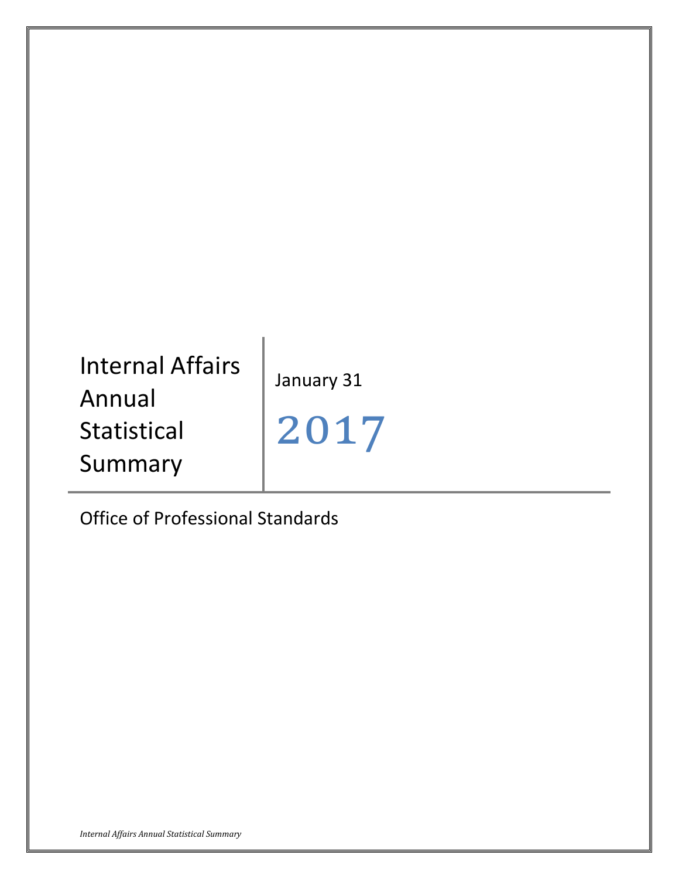# Internal Affairs Annual Statistical Summary

January 31

2017

Office of Professional Standards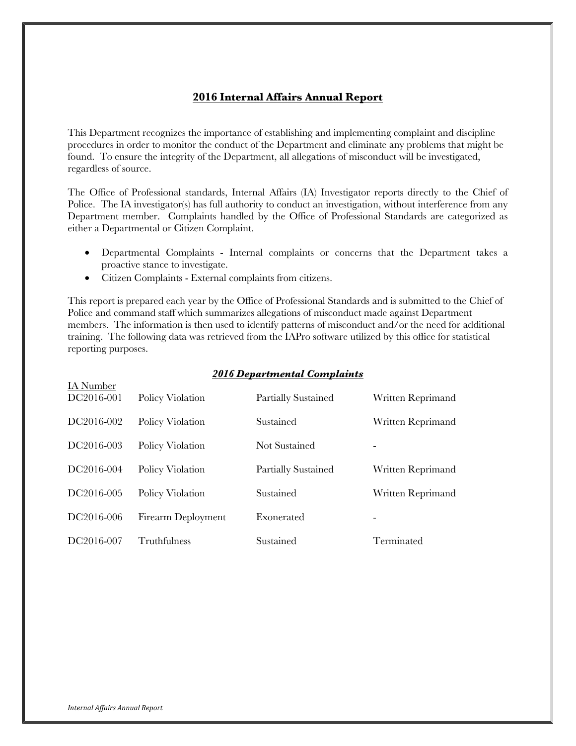## **2016 Internal Affairs Annual Report**

This Department recognizes the importance of establishing and implementing complaint and discipline procedures in order to monitor the conduct of the Department and eliminate any problems that might be found. To ensure the integrity of the Department, all allegations of misconduct will be investigated, regardless of source.

The Office of Professional standards, Internal Affairs (IA) Investigator reports directly to the Chief of Police. The IA investigator(s) has full authority to conduct an investigation, without interference from any Department member. Complaints handled by the Office of Professional Standards are categorized as either a Departmental or Citizen Complaint.

- Departmental Complaints - Internal complaints or concerns that the Department takes a proactive stance to investigate.
- Citizen Complaints - External complaints from citizens.

This report is prepared each year by the Office of Professional Standards and is submitted to the Chief of Police and command staff which summarizes allegations of misconduct made against Department members. The information is then used to identify patterns of misconduct and/or the need for additional training. The following data was retrieved from the IAPro software utilized by this office for statistical reporting purposes.

### ***2016 Departmental Complaints***

| IA Number | | | |
|---|---|---|---|
| DC2016-001 | Policy Violation | Partially Sustained | Written Reprimand |
| DC2016-002 | Policy Violation | Sustained | Written Reprimand |
| DC2016-003 | Policy Violation | Not Sustained | - |
| DC2016-004 | Policy Violation | Partially Sustained | Written Reprimand |
| DC2016-005 | Policy Violation | Sustained | Written Reprimand |
| DC2016-006 | Firearm Deployment | Exonerated | - |
| DC2016-007 | Truthfulness | Sustained | Terminated |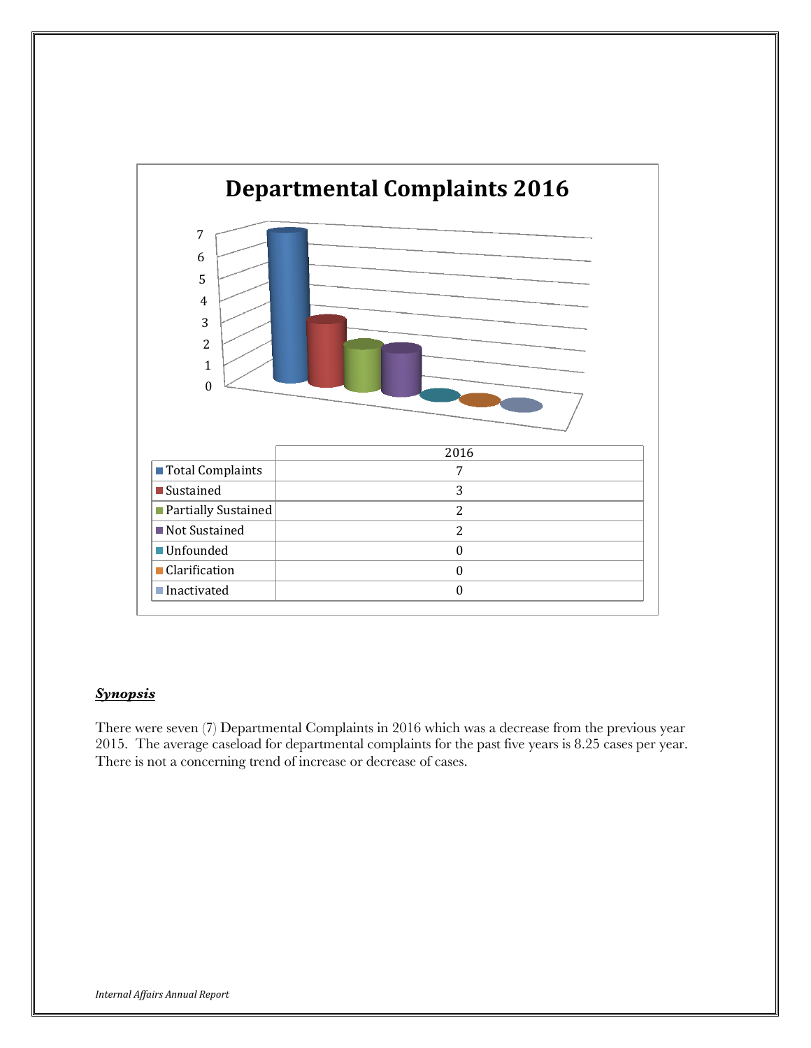## Departmental Complaints 2016

| | 2016 |
|---|---|
| Total Complaints | 7 |
| Sustained | 3 |
| Partially Sustained | 2 |
| Not Sustained | 2 |
| Unfounded | 0 |
| Clarification | 0 |
| Inactivated | 0 |

***Synopsis***

There were seven (7) Departmental Complaints in 2016 which was a decrease from the previous year 2015. The average caseload for departmental complaints for the past five years is 8.25 cases per year. There is not a concerning trend of increase or decrease of cases.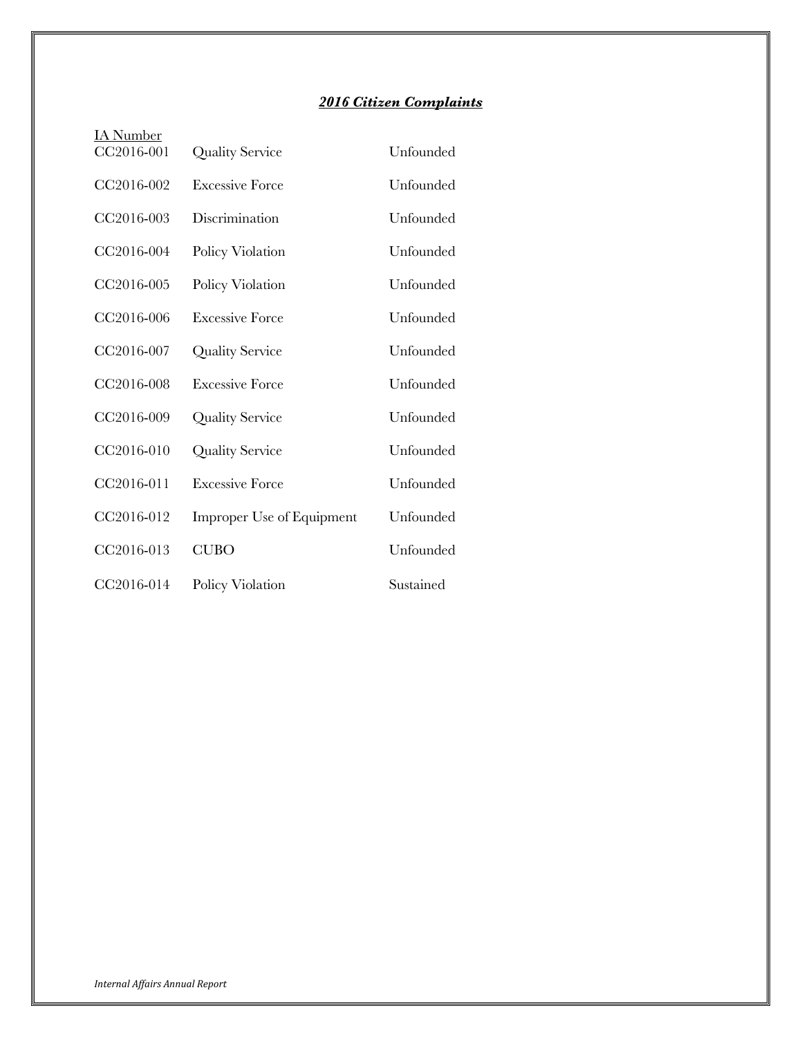## ***2016 Citizen Complaints***

| IA Number | | |
|---|---|---|
| CC2016-001 | Quality Service | Unfounded |
| CC2016-002 | Excessive Force | Unfounded |
| CC2016-003 | Discrimination | Unfounded |
| CC2016-004 | Policy Violation | Unfounded |
| CC2016-005 | Policy Violation | Unfounded |
| CC2016-006 | Excessive Force | Unfounded |
| CC2016-007 | Quality Service | Unfounded |
| CC2016-008 | Excessive Force | Unfounded |
| CC2016-009 | Quality Service | Unfounded |
| CC2016-010 | Quality Service | Unfounded |
| CC2016-011 | Excessive Force | Unfounded |
| CC2016-012 | Improper Use of Equipment | Unfounded |
| CC2016-013 | CUBO | Unfounded |
| CC2016-014 | Policy Violation | Sustained |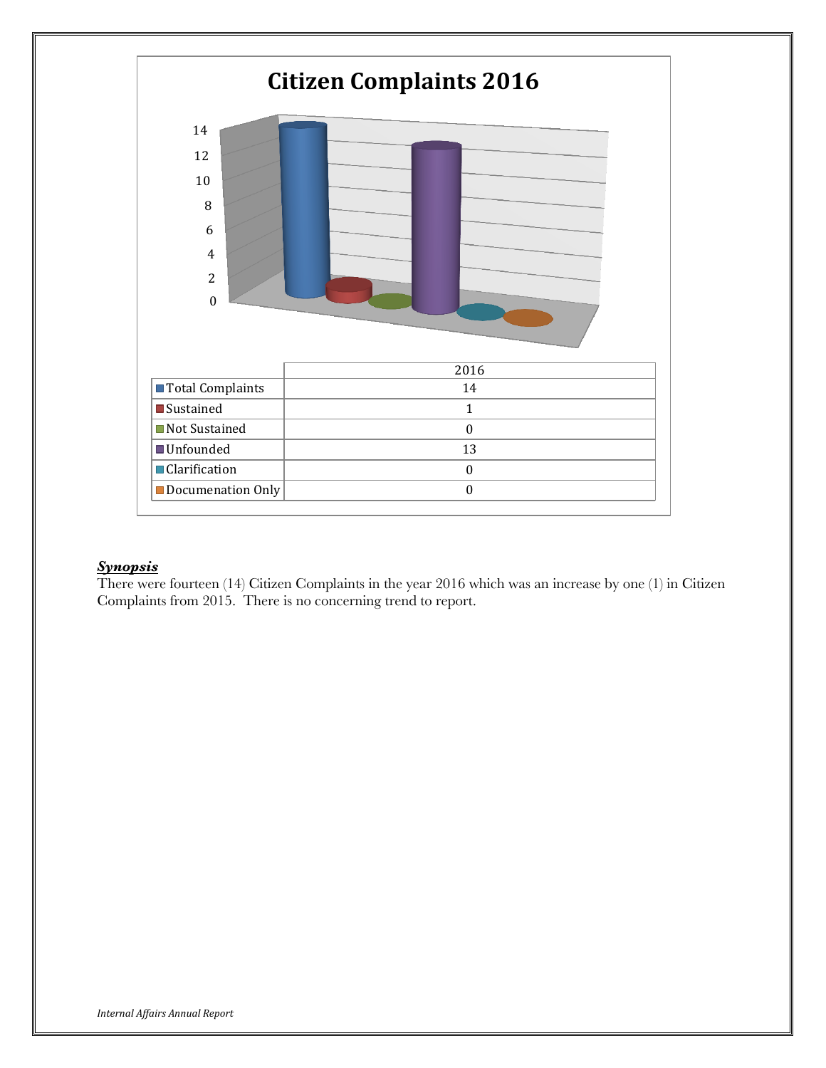**Citizen Complaints 2016**

14
12
10
8
6
4
2
0

| | 2016 |
|---|---|
| Total Complaints | 14 |
| Sustained | 1 |
| Not Sustained | 0 |
| Unfounded | 13 |
| Clarification | 0 |
| Documenation Only | 0 |

***Synopsis***

There were fourteen (14) Citizen Complaints in the year 2016 which was an increase by one (1) in Citizen Complaints from 2015. There is no concerning trend to report.